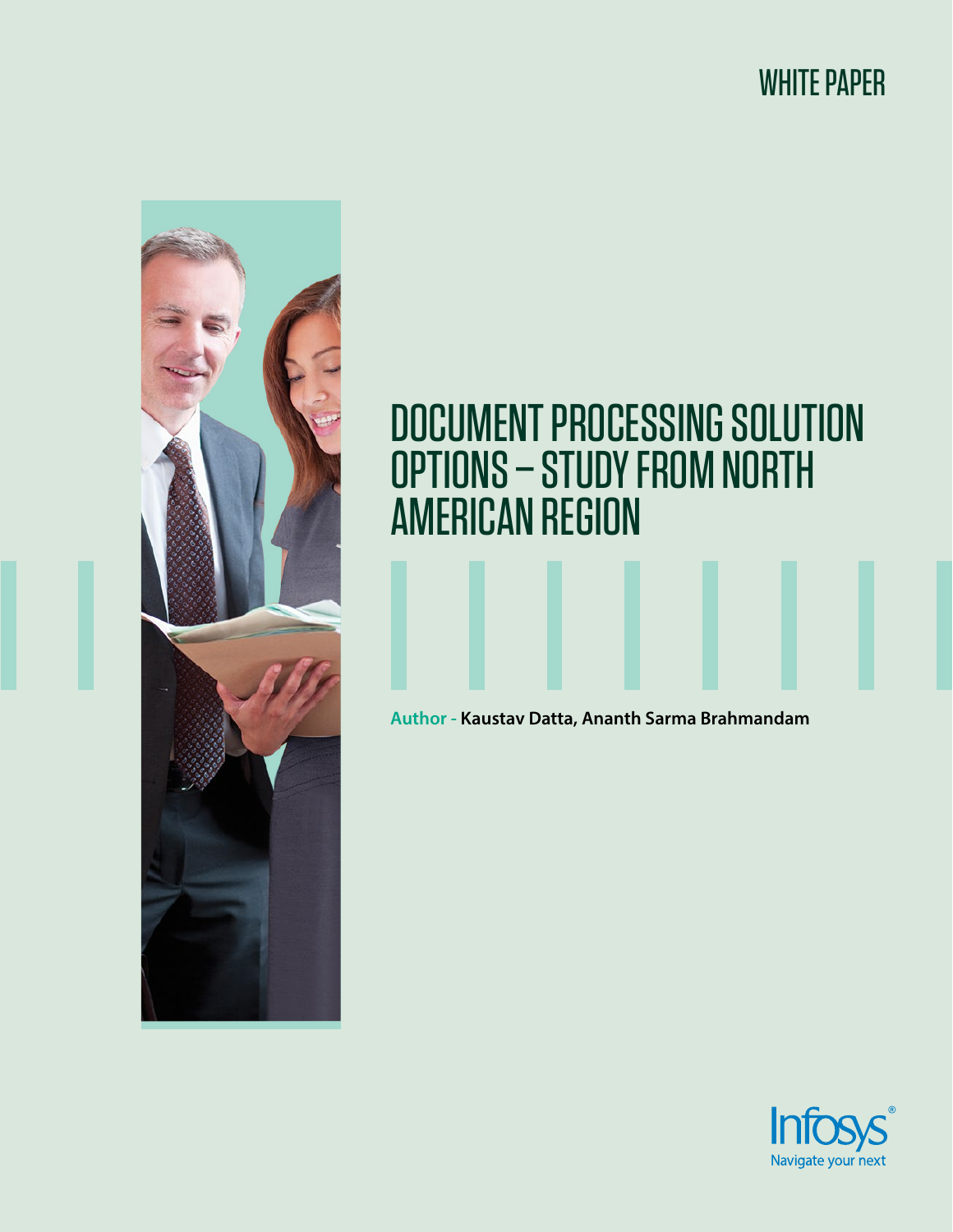WHITE PAPER

# DOCUMENT PROCESSING SOLUTION OPTIONS – STUDY FROM NORTH AMERICAN REGION

**Author -** **Kaustav Datta, Ananth Sarma Brahmandam**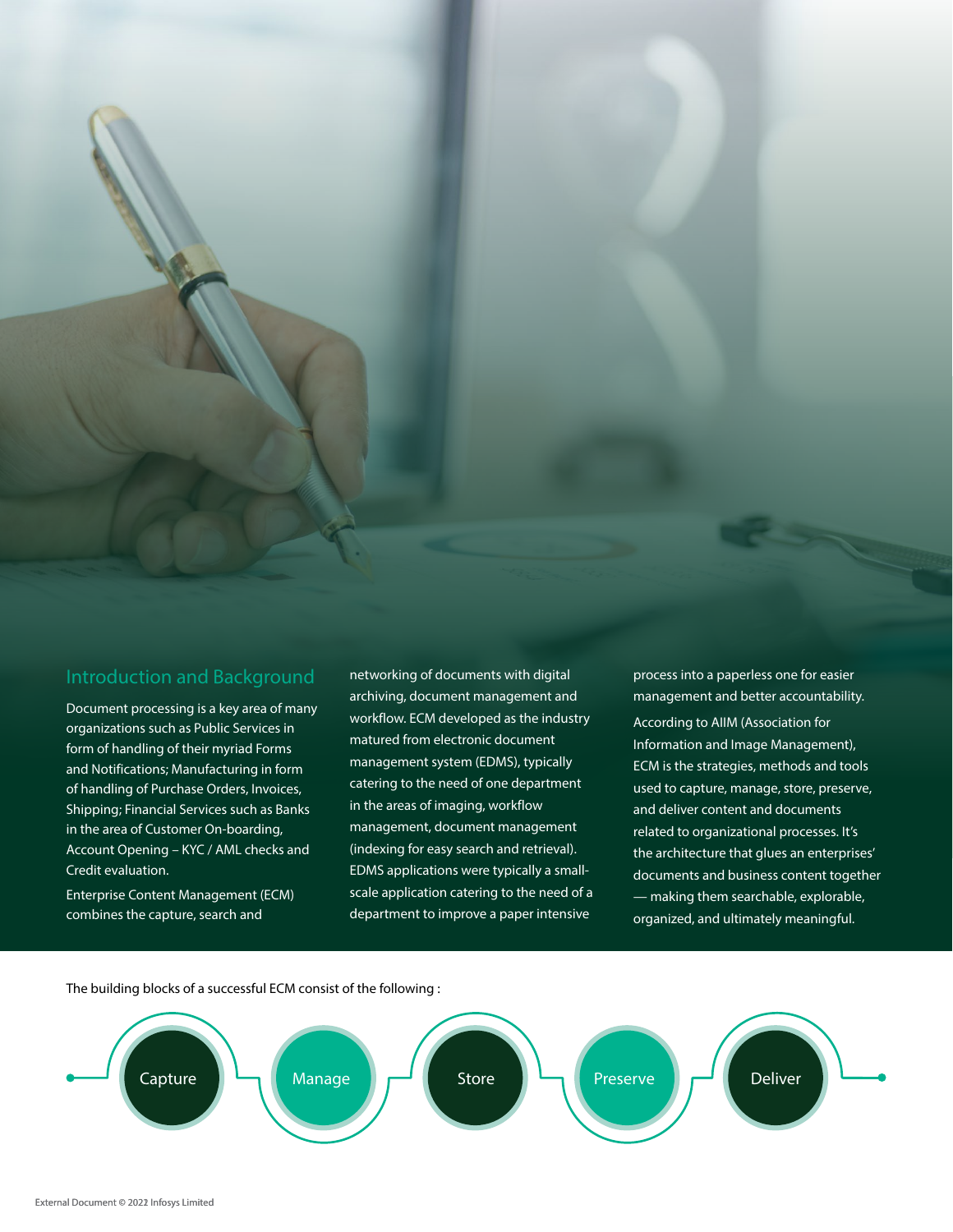## Introduction and Background

Document processing is a key area of many organizations such as Public Services in form of handling of their myriad Forms and Notifications; Manufacturing in form of handling of Purchase Orders, Invoices, Shipping; Financial Services such as Banks in the area of Customer On-boarding, Account Opening – KYC / AML checks and Credit evaluation.

Enterprise Content Management (ECM) combines the capture, search and networking of documents with digital archiving, document management and workflow. ECM developed as the industry matured from electronic document management system (EDMS), typically catering to the need of one department in the areas of imaging, workflow management, document management (indexing for easy search and retrieval). EDMS applications were typically a small-scale application catering to the need of a department to improve a paper intensive process into a paperless one for easier management and better accountability.

According to AIIM (Association for Information and Image Management), ECM is the strategies, methods and tools used to capture, manage, store, preserve, and deliver content and documents related to organizational processes. It's the architecture that glues an enterprises' documents and business content together — making them searchable, explorable, organized, and ultimately meaningful.

The building blocks of a successful ECM consist of the following :

- Capture
- Manage
- Store
- Preserve
- Deliver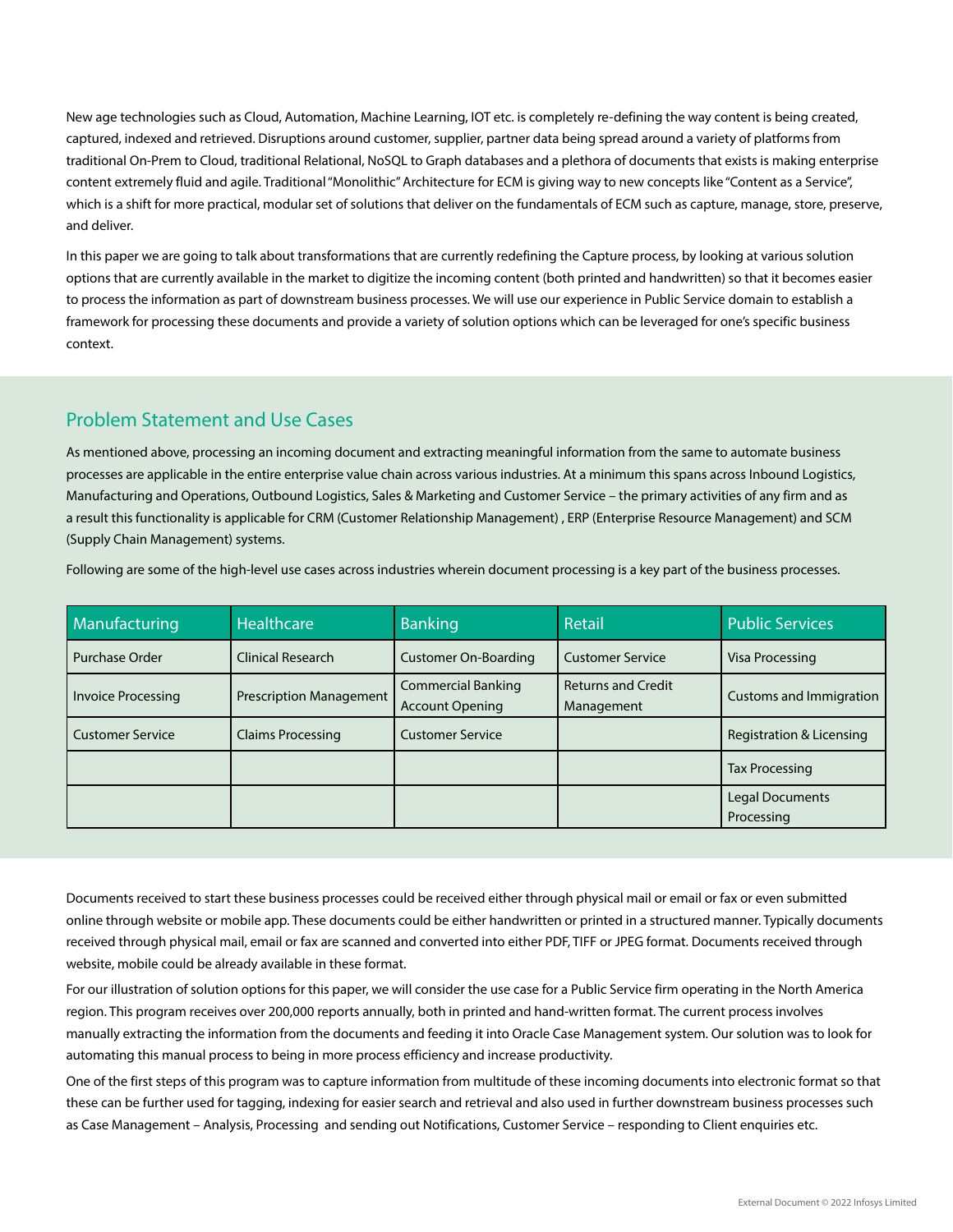New age technologies such as Cloud, Automation, Machine Learning, IOT etc. is completely re-defining the way content is being created, captured, indexed and retrieved. Disruptions around customer, supplier, partner data being spread around a variety of platforms from traditional On-Prem to Cloud, traditional Relational, NoSQL to Graph databases and a plethora of documents that exists is making enterprise content extremely fluid and agile. Traditional "Monolithic" Architecture for ECM is giving way to new concepts like "Content as a Service", which is a shift for more practical, modular set of solutions that deliver on the fundamentals of ECM such as capture, manage, store, preserve, and deliver.

In this paper we are going to talk about transformations that are currently redefining the Capture process, by looking at various solution options that are currently available in the market to digitize the incoming content (both printed and handwritten) so that it becomes easier to process the information as part of downstream business processes. We will use our experience in Public Service domain to establish a framework for processing these documents and provide a variety of solution options which can be leveraged for one's specific business context.

## Problem Statement and Use Cases

As mentioned above, processing an incoming document and extracting meaningful information from the same to automate business processes are applicable in the entire enterprise value chain across various industries. At a minimum this spans across Inbound Logistics, Manufacturing and Operations, Outbound Logistics, Sales & Marketing and Customer Service – the primary activities of any firm and as a result this functionality is applicable for CRM (Customer Relationship Management) , ERP (Enterprise Resource Management) and SCM (Supply Chain Management) systems.

Following are some of the high-level use cases across industries wherein document processing is a key part of the business processes.

| Manufacturing | Healthcare | Banking | Retail | Public Services |
|---|---|---|---|---|
| Purchase Order | Clinical Research | Customer On-Boarding | Customer Service | Visa Processing |
| Invoice Processing | Prescription Management | Commercial Banking Account Opening | Returns and Credit Management | Customs and Immigration |
| Customer Service | Claims Processing | Customer Service | | Registration & Licensing |
| | | | | Tax Processing |
| | | | | Legal Documents Processing |

Documents received to start these business processes could be received either through physical mail or email or fax or even submitted online through website or mobile app. These documents could be either handwritten or printed in a structured manner. Typically documents received through physical mail, email or fax are scanned and converted into either PDF, TIFF or JPEG format. Documents received through website, mobile could be already available in these format.

For our illustration of solution options for this paper, we will consider the use case for a Public Service firm operating in the North America region. This program receives over 200,000 reports annually, both in printed and hand-written format. The current process involves manually extracting the information from the documents and feeding it into Oracle Case Management system. Our solution was to look for automating this manual process to being in more process efficiency and increase productivity.

One of the first steps of this program was to capture information from multitude of these incoming documents into electronic format so that these can be further used for tagging, indexing for easier search and retrieval and also used in further downstream business processes such as Case Management – Analysis, Processing and sending out Notifications, Customer Service – responding to Client enquiries etc.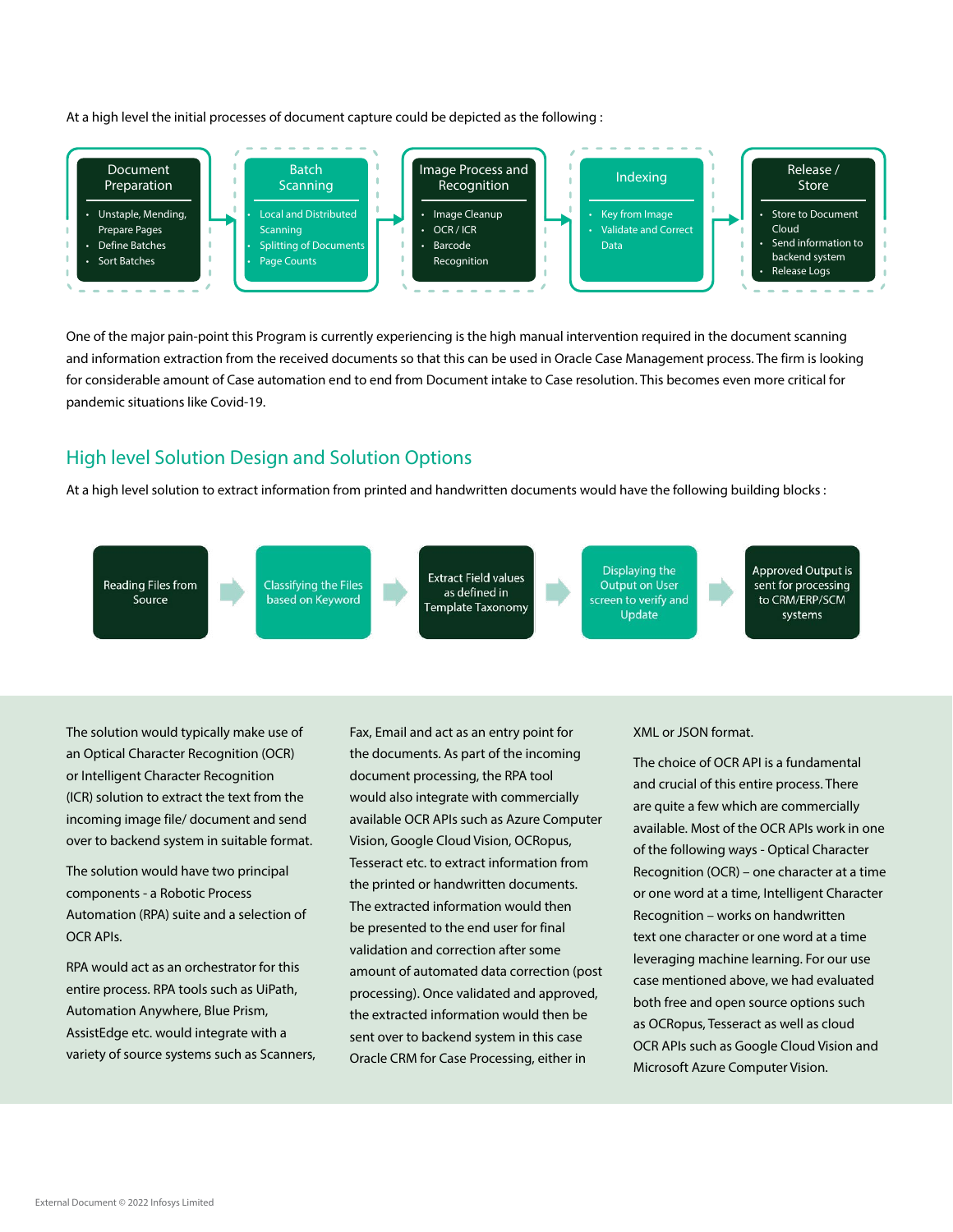At a high level the initial processes of document capture could be depicted as the following :

**Document Preparation**
- Unstaple, Mending, Prepare Pages
- Define Batches
- Sort Batches

**Batch Scanning**
- Local and Distributed Scanning
- Splitting of Documents
- Page Counts

**Image Process and Recognition**
- Image Cleanup
- OCR / ICR
- Barcode Recognition

**Indexing**
- Key from Image
- Validate and Correct Data

**Release / Store**
- Store to Document Cloud
- Send information to backend system
- Release Logs

One of the major pain-point this Program is currently experiencing is the high manual intervention required in the document scanning and information extraction from the received documents so that this can be used in Oracle Case Management process. The firm is looking for considerable amount of Case automation end to end from Document intake to Case resolution. This becomes even more critical for pandemic situations like Covid-19.

## High level Solution Design and Solution Options

At a high level solution to extract information from printed and handwritten documents would have the following building blocks :

Reading Files from Source → Classifying the Files based on Keyword → Extract Field values as defined in Template Taxonomy → Displaying the Output on User screen to verify and Update → Approved Output is sent for processing to CRM/ERP/SCM systems

The solution would typically make use of an Optical Character Recognition (OCR) or Intelligent Character Recognition (ICR) solution to extract the text from the incoming image file/ document and send over to backend system in suitable format.

The solution would have two principal components - a Robotic Process Automation (RPA) suite and a selection of OCR APIs.

RPA would act as an orchestrator for this entire process. RPA tools such as UiPath, Automation Anywhere, Blue Prism, AssistEdge etc. would integrate with a variety of source systems such as Scanners, Fax, Email and act as an entry point for the documents. As part of the incoming document processing, the RPA tool would also integrate with commercially available OCR APIs such as Azure Computer Vision, Google Cloud Vision, OCRopus, Tesseract etc. to extract information from the printed or handwritten documents. The extracted information would then be presented to the end user for final validation and correction after some amount of automated data correction (post processing). Once validated and approved, the extracted information would then be sent over to backend system in this case Oracle CRM for Case Processing, either in XML or JSON format.

The choice of OCR API is a fundamental and crucial of this entire process. There are quite a few which are commercially available. Most of the OCR APIs work in one of the following ways - Optical Character Recognition (OCR) – one character at a time or one word at a time, Intelligent Character Recognition – works on handwritten text one character or one word at a time leveraging machine learning. For our use case mentioned above, we had evaluated both free and open source options such as OCRopus, Tesseract as well as cloud OCR APIs such as Google Cloud Vision and Microsoft Azure Computer Vision.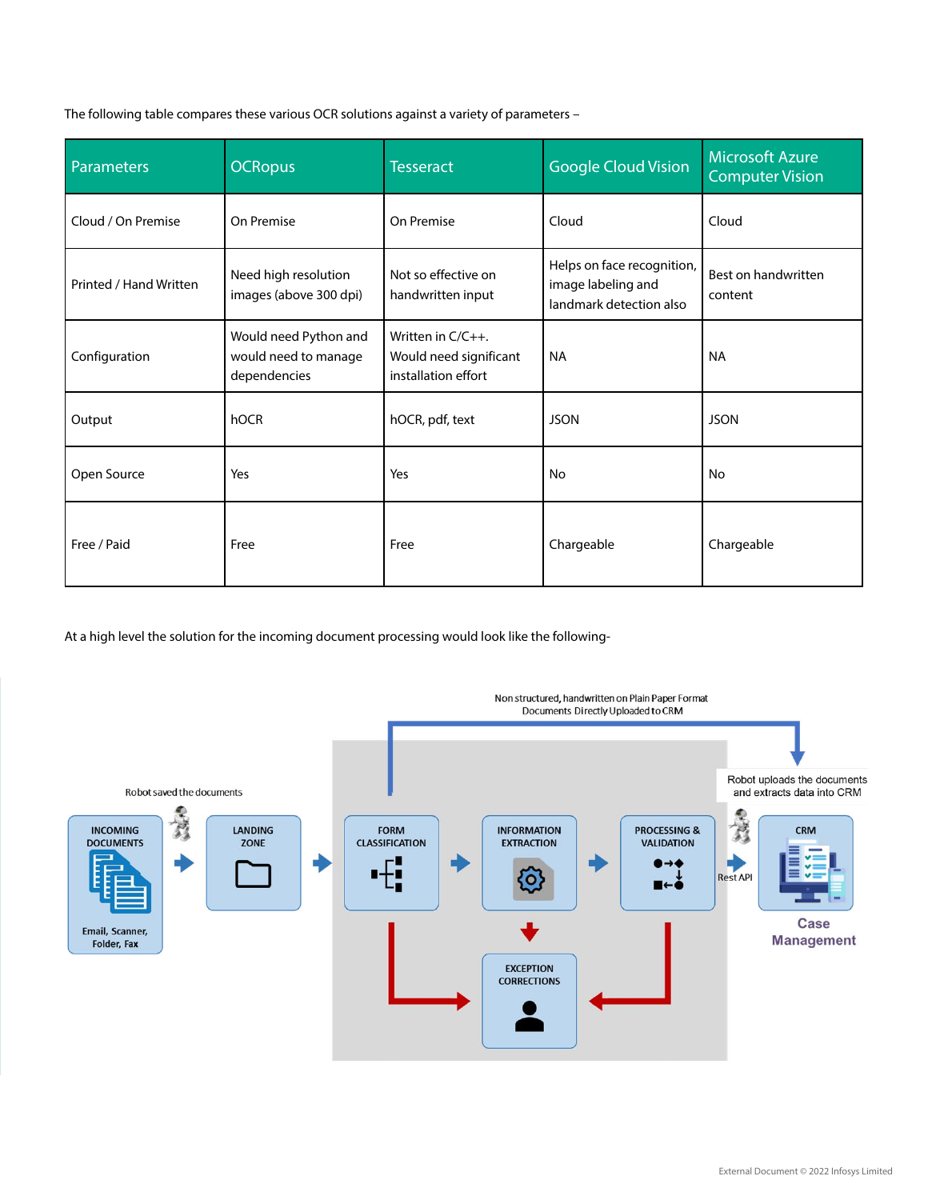The following table compares these various OCR solutions against a variety of parameters –

| Parameters | OCRopus | Tesseract | Google Cloud Vision | Microsoft Azure Computer Vision |
|---|---|---|---|---|
| Cloud / On Premise | On Premise | On Premise | Cloud | Cloud |
| Printed / Hand Written | Need high resolution images (above 300 dpi) | Not so effective on handwritten input | Helps on face recognition, image labeling and landmark detection also | Best on handwritten content |
| Configuration | Would need Python and would need to manage dependencies | Written in C/C++. Would need significant installation effort | NA | NA |
| Output | hOCR | hOCR, pdf, text | JSON | JSON |
| Open Source | Yes | Yes | No | No |
| Free / Paid | Free | Free | Chargeable | Chargeable |

At a high level the solution for the incoming document processing would look like the following-

Non structured, handwritten on Plain Paper Format Documents Directly Uploaded to CRM

Robot saved the documents

Robot uploads the documents and extracts data into CRM

INCOMING DOCUMENTS (Email, Scanner, Folder, Fax) → LANDING ZONE → FORM CLASSIFICATION → INFORMATION EXTRACTION → PROCESSING & VALIDATION → Rest API → CRM (Case Management)

EXCEPTION CORRECTIONS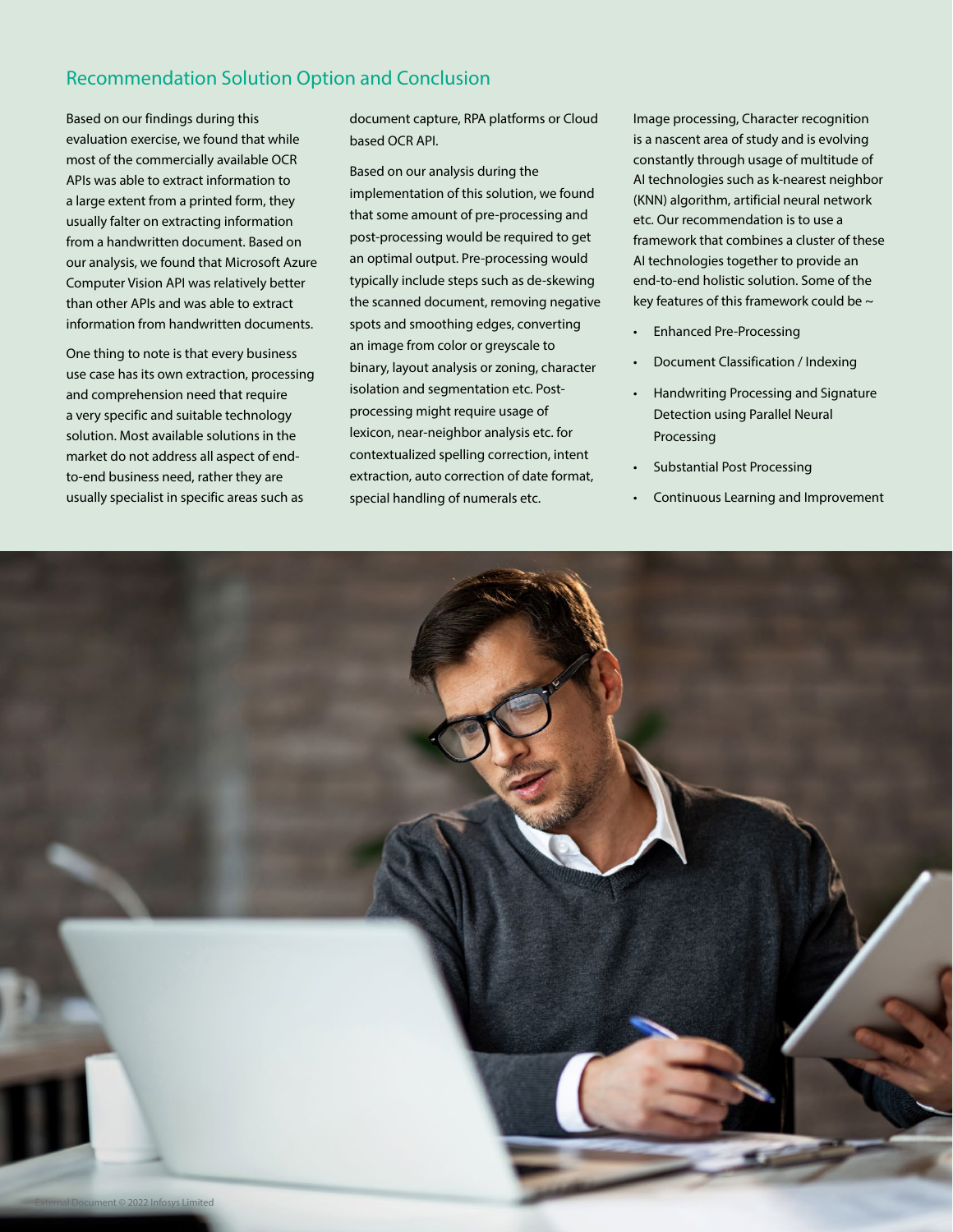## Recommendation Solution Option and Conclusion

Based on our findings during this evaluation exercise, we found that while most of the commercially available OCR APIs was able to extract information to a large extent from a printed form, they usually falter on extracting information from a handwritten document. Based on our analysis, we found that Microsoft Azure Computer Vision API was relatively better than other APIs and was able to extract information from handwritten documents.

One thing to note is that every business use case has its own extraction, processing and comprehension need that require a very specific and suitable technology solution. Most available solutions in the market do not address all aspect of end-to-end business need, rather they are usually specialist in specific areas such as document capture, RPA platforms or Cloud based OCR API.

Based on our analysis during the implementation of this solution, we found that some amount of pre-processing and post-processing would be required to get an optimal output. Pre-processing would typically include steps such as de-skewing the scanned document, removing negative spots and smoothing edges, converting an image from color or greyscale to binary, layout analysis or zoning, character isolation and segmentation etc. Post-processing might require usage of lexicon, near-neighbor analysis etc. for contextualized spelling correction, intent extraction, auto correction of date format, special handling of numerals etc.

Image processing, Character recognition is a nascent area of study and is evolving constantly through usage of multitude of AI technologies such as k-nearest neighbor (KNN) algorithm, artificial neural network etc. Our recommendation is to use a framework that combines a cluster of these AI technologies together to provide an end-to-end holistic solution. Some of the key features of this framework could be ~

- Enhanced Pre-Processing
- Document Classification / Indexing
- Handwriting Processing and Signature Detection using Parallel Neural Processing
- Substantial Post Processing
- Continuous Learning and Improvement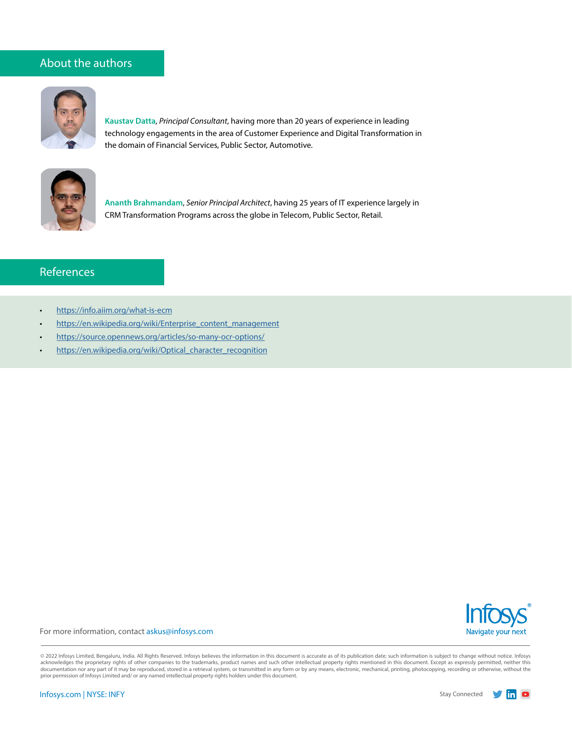## About the authors

**Kaustav Datta**, *Principal Consultant*, having more than 20 years of experience in leading technology engagements in the area of Customer Experience and Digital Transformation in the domain of Financial Services, Public Sector, Automotive.

**Ananth Brahmandam**, *Senior Principal Architect*, having 25 years of IT experience largely in CRM Transformation Programs across the globe in Telecom, Public Sector, Retail.

## References

- https://info.aiim.org/what-is-ecm
- https://en.wikipedia.org/wiki/Enterprise_content_management
- https://source.opennews.org/articles/so-many-ocr-options/
- https://en.wikipedia.org/wiki/Optical_character_recognition

For more information, contact askus@infosys.com

Infosys
Navigate your next

© 2022 Infosys Limited, Bengaluru, India. All Rights Reserved. Infosys believes the information in this document is accurate as of its publication date; such information is subject to change without notice. Infosys acknowledges the proprietary rights of other companies to the trademarks, product names and such other intellectual property rights mentioned in this document. Except as expressly permitted, neither this documentation nor any part of it may be reproduced, stored in a retrieval system, or transmitted in any form or by any means, electronic, mechanical, printing, photocopying, recording or otherwise, without the prior permission of Infosys Limited and/ or any named intellectual property rights holders under this document.

Infosys.com | NYSE: INFY

Stay Connected